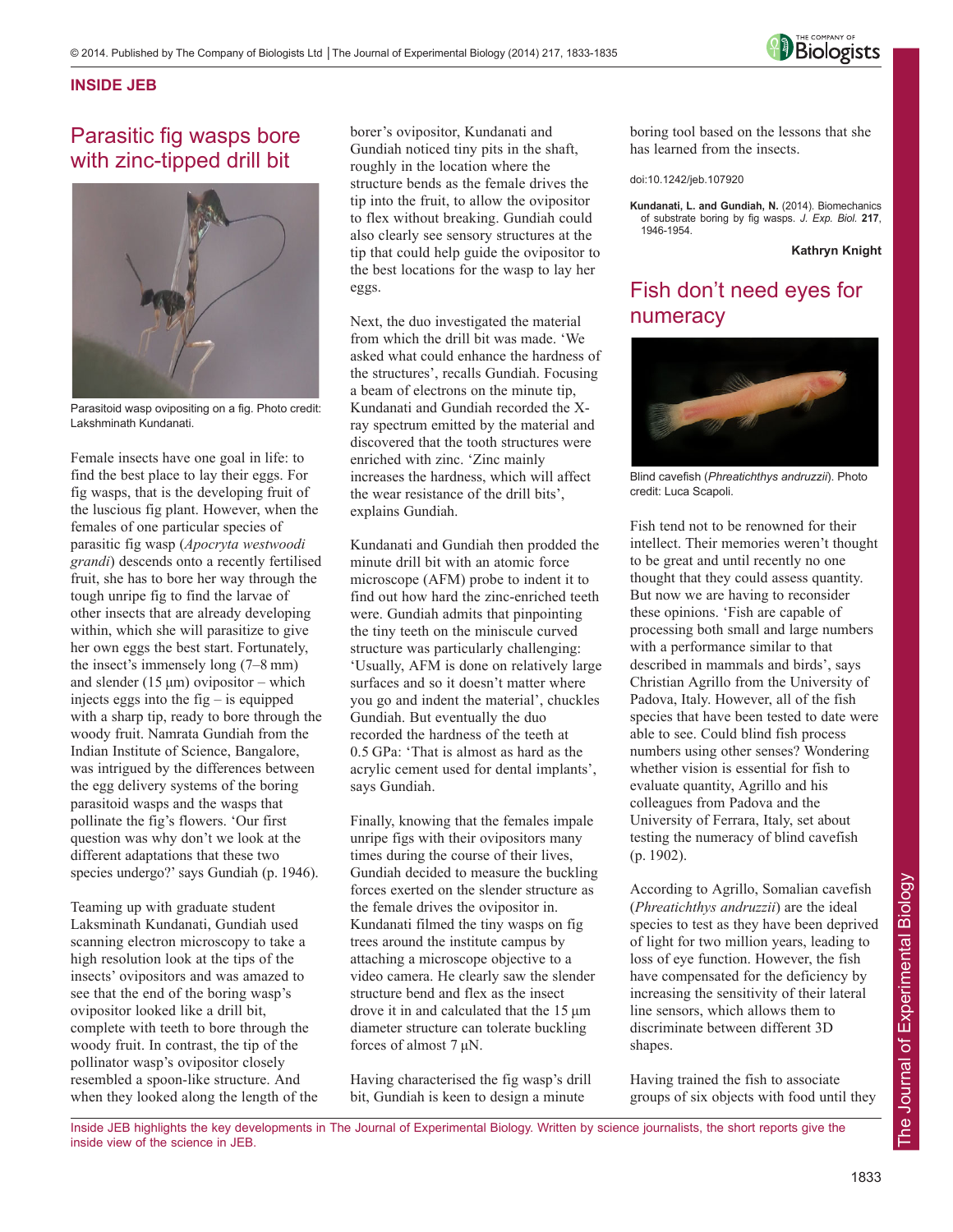**INSIDE JEB**

# Parasitic fig wasps bore with zinc-tipped drill bit

Parasitoid wasp ovipositing on a fig. Photo credit: Lakshminath Kundanati.

Female insects have one goal in life: to find the best place to lay their eggs. For fig wasps, that is the developing fruit of the luscious fig plant. However, when the females of one particular species of parasitic fig wasp (*Apocryta westwoodi grandi*) descends onto a recently fertilised fruit, she has to bore her way through the tough unripe fig to find the larvae of other insects that are already developing within, which she will parasitize to give her own eggs the best start. Fortunately, the insect's immensely long (7–8 mm) and slender (15 μm) ovipositor – which injects eggs into the fig – is equipped with a sharp tip, ready to bore through the woody fruit. Namrata Gundiah from the Indian Institute of Science, Bangalore, was intrigued by the differences between the egg delivery systems of the boring parasitoid wasps and the wasps that pollinate the fig's flowers. 'Our first question was why don't we look at the different adaptations that these two species undergo?' says Gundiah (p. 1946).

Teaming up with graduate student Laksminath Kundanati, Gundiah used scanning electron microscopy to take a high resolution look at the tips of the insects' ovipositors and was amazed to see that the end of the boring wasp's ovipositor looked like a drill bit, complete with teeth to bore through the woody fruit. In contrast, the tip of the pollinator wasp's ovipositor closely resembled a spoon-like structure. And when they looked along the length of the borer's ovipositor, Kundanati and Gundiah noticed tiny pits in the shaft, roughly in the location where the structure bends as the female drives the tip into the fruit, to allow the ovipositor to flex without breaking. Gundiah could also clearly see sensory structures at the tip that could help guide the ovipositor to the best locations for the wasp to lay her eggs.

Next, the duo investigated the material from which the drill bit was made. 'We asked what could enhance the hardness of the structures', recalls Gundiah. Focusing a beam of electrons on the minute tip, Kundanati and Gundiah recorded the X-ray spectrum emitted by the material and discovered that the tooth structures were enriched with zinc. 'Zinc mainly increases the hardness, which will affect the wear resistance of the drill bits', explains Gundiah.

Kundanati and Gundiah then prodded the minute drill bit with an atomic force microscope (AFM) probe to indent it to find out how hard the zinc-enriched teeth were. Gundiah admits that pinpointing the tiny teeth on the miniscule curved structure was particularly challenging: 'Usually, AFM is done on relatively large surfaces and so it doesn't matter where you go and indent the material', chuckles Gundiah. But eventually the duo recorded the hardness of the teeth at 0.5 GPa: 'That is almost as hard as the acrylic cement used for dental implants', says Gundiah.

Finally, knowing that the females impale unripe figs with their ovipositors many times during the course of their lives, Gundiah decided to measure the buckling forces exerted on the slender structure as the female drives the ovipositor in. Kundanati filmed the tiny wasps on fig trees around the institute campus by attaching a microscope objective to a video camera. He clearly saw the slender structure bend and flex as the insect drove it in and calculated that the 15 μm diameter structure can tolerate buckling forces of almost 7 μN.

Having characterised the fig wasp's drill bit, Gundiah is keen to design a minute boring tool based on the lessons that she has learned from the insects.

doi:10.1242/jeb.107920

**Kundanati, L. and Gundiah, N.** (2014). Biomechanics of substrate boring by fig wasps. *J. Exp. Biol.* **217**, 1946-1954.

**Kathryn Knight**

# Fish don't need eyes for numeracy

Blind cavefish (*Phreatichthys andruzzii*). Photo credit: Luca Scapoli.

Fish tend not to be renowned for their intellect. Their memories weren't thought to be great and until recently no one thought that they could assess quantity. But now we are having to reconsider these opinions. 'Fish are capable of processing both small and large numbers with a performance similar to that described in mammals and birds', says Christian Agrillo from the University of Padova, Italy. However, all of the fish species that have been tested to date were able to see. Could blind fish process numbers using other senses? Wondering whether vision is essential for fish to evaluate quantity, Agrillo and his colleagues from Padova and the University of Ferrara, Italy, set about testing the numeracy of blind cavefish (p. 1902).

According to Agrillo, Somalian cavefish (*Phreatichthys andruzzii*) are the ideal species to test as they have been deprived of light for two million years, leading to loss of eye function. However, the fish have compensated for the deficiency by increasing the sensitivity of their lateral line sensors, which allows them to discriminate between different 3D shapes.

Having trained the fish to associate groups of six objects with food until they

Inside JEB highlights the key developments in The Journal of Experimental Biology. Written by science journalists, the short reports give the inside view of the science in JEB.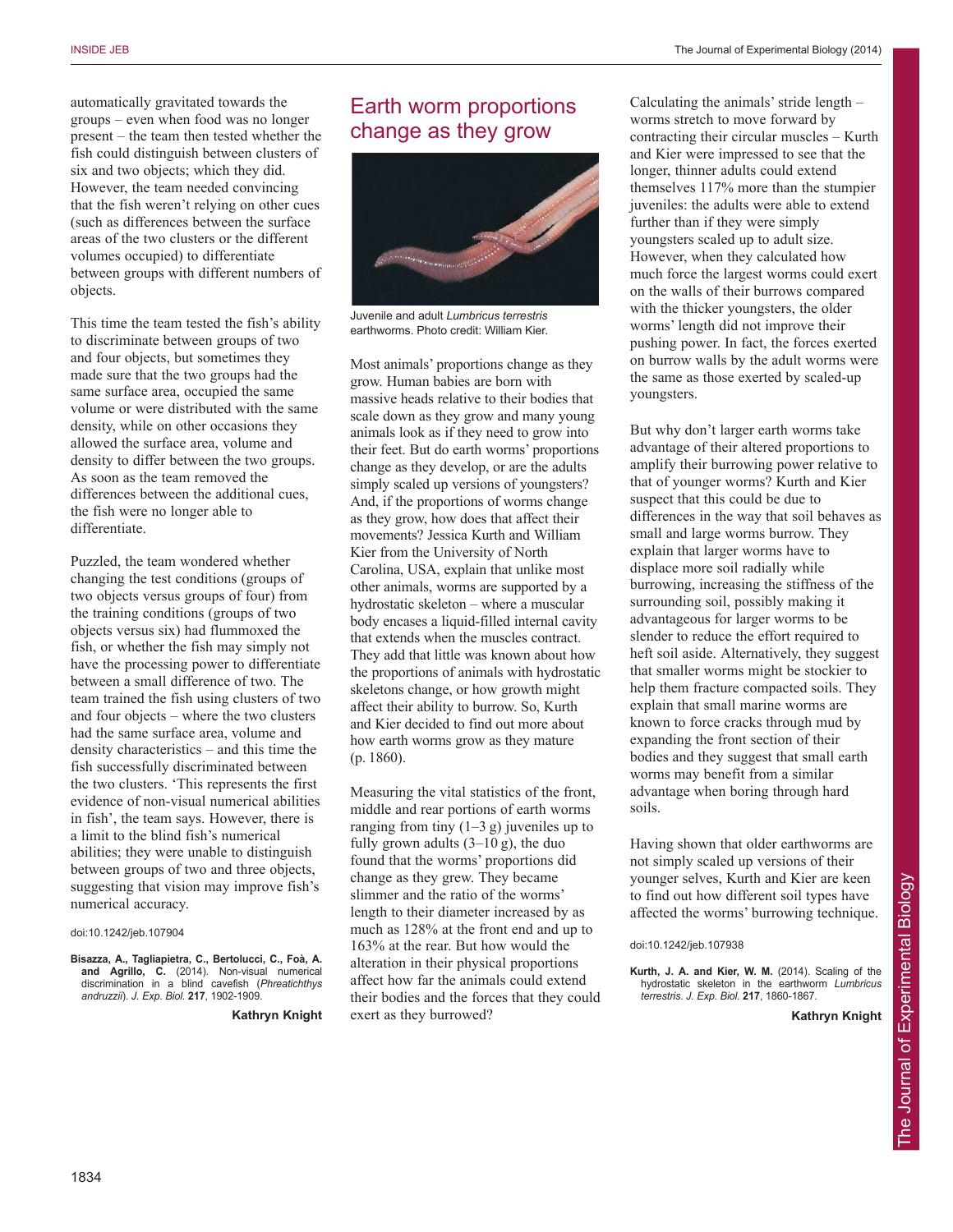automatically gravitated towards the groups – even when food was no longer present – the team then tested whether the fish could distinguish between clusters of six and two objects; which they did. However, the team needed convincing that the fish weren't relying on other cues (such as differences between the surface areas of the two clusters or the different volumes occupied) to differentiate between groups with different numbers of objects.

This time the team tested the fish's ability to discriminate between groups of two and four objects, but sometimes they made sure that the two groups had the same surface area, occupied the same volume or were distributed with the same density, while on other occasions they allowed the surface area, volume and density to differ between the two groups. As soon as the team removed the differences between the additional cues, the fish were no longer able to differentiate.

Puzzled, the team wondered whether changing the test conditions (groups of two objects versus groups of four) from the training conditions (groups of two objects versus six) had flummoxed the fish, or whether the fish may simply not have the processing power to differentiate between a small difference of two. The team trained the fish using clusters of two and four objects – where the two clusters had the same surface area, volume and density characteristics – and this time the fish successfully discriminated between the two clusters. 'This represents the first evidence of non-visual numerical abilities in fish', the team says. However, there is a limit to the blind fish's numerical abilities; they were unable to distinguish between groups of two and three objects, suggesting that vision may improve fish's numerical accuracy.

doi:10.1242/jeb.107904

**Bisazza, A., Tagliapietra, C., Bertolucci, C., Foà, A. and Agrillo, C.** (2014). Non-visual numerical discrimination in a blind cavefish (*Phreatichthys andruzzii*). *J. Exp. Biol.* **217**, 1902-1909.

**Kathryn Knight**

# Earth worm proportions change as they grow

Juvenile and adult *Lumbricus terrestris* earthworms. Photo credit: William Kier.

Most animals' proportions change as they grow. Human babies are born with massive heads relative to their bodies that scale down as they grow and many young animals look as if they need to grow into their feet. But do earth worms' proportions change as they develop, or are the adults simply scaled up versions of youngsters? And, if the proportions of worms change as they grow, how does that affect their movements? Jessica Kurth and William Kier from the University of North Carolina, USA, explain that unlike most other animals, worms are supported by a hydrostatic skeleton – where a muscular body encases a liquid-filled internal cavity that extends when the muscles contract. They add that little was known about how the proportions of animals with hydrostatic skeletons change, or how growth might affect their ability to burrow. So, Kurth and Kier decided to find out more about how earth worms grow as they mature (p. 1860).

Measuring the vital statistics of the front, middle and rear portions of earth worms ranging from tiny (1–3 g) juveniles up to fully grown adults (3–10 g), the duo found that the worms' proportions did change as they grew. They became slimmer and the ratio of the worms' length to their diameter increased by as much as 128% at the front end and up to 163% at the rear. But how would the alteration in their physical proportions affect how far the animals could extend their bodies and the forces that they could exert as they burrowed?

Calculating the animals' stride length – worms stretch to move forward by contracting their circular muscles – Kurth and Kier were impressed to see that the longer, thinner adults could extend themselves 117% more than the stumpier juveniles: the adults were able to extend further than if they were simply youngsters scaled up to adult size. However, when they calculated how much force the largest worms could exert on the walls of their burrows compared with the thicker youngsters, the older worms' length did not improve their pushing power. In fact, the forces exerted on burrow walls by the adult worms were the same as those exerted by scaled-up youngsters.

But why don't larger earth worms take advantage of their altered proportions to amplify their burrowing power relative to that of younger worms? Kurth and Kier suspect that this could be due to differences in the way that soil behaves as small and large worms burrow. They explain that larger worms have to displace more soil radially while burrowing, increasing the stiffness of the surrounding soil, possibly making it advantageous for larger worms to be slender to reduce the effort required to heft soil aside. Alternatively, they suggest that smaller worms might be stockier to help them fracture compacted soils. They explain that small marine worms are known to force cracks through mud by expanding the front section of their bodies and they suggest that small earth worms may benefit from a similar advantage when boring through hard soils.

Having shown that older earthworms are not simply scaled up versions of their younger selves, Kurth and Kier are keen to find out how different soil types have affected the worms' burrowing technique.

doi:10.1242/jeb.107938

**Kurth, J. A. and Kier, W. M.** (2014). Scaling of the hydrostatic skeleton in the earthworm *Lumbricus terrestris*. *J. Exp. Biol.* **217**, 1860-1867.

**Kathryn Knight**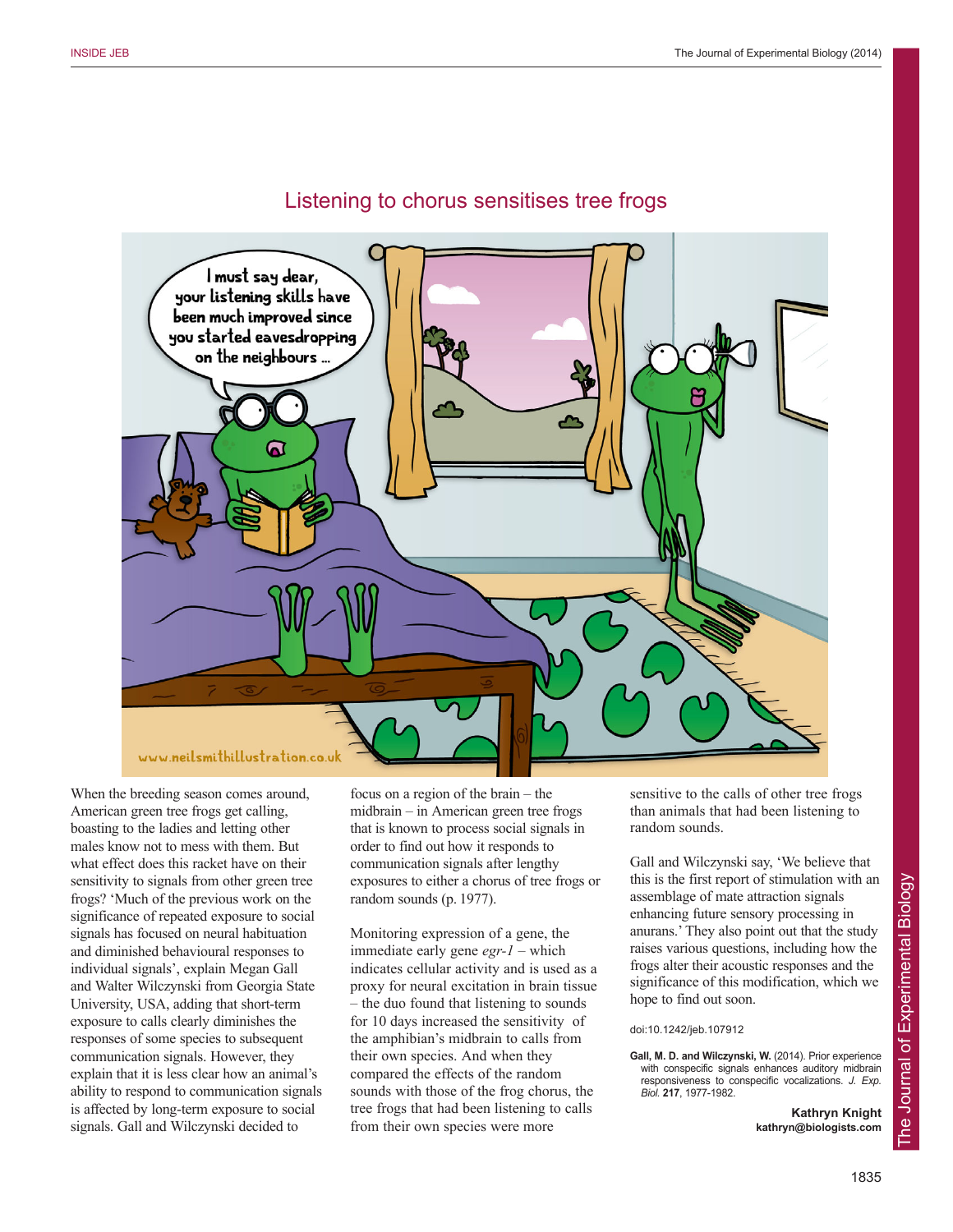# Listening to chorus sensitises tree frogs

When the breeding season comes around, American green tree frogs get calling, boasting to the ladies and letting other males know not to mess with them. But what effect does this racket have on their sensitivity to signals from other green tree frogs? 'Much of the previous work on the significance of repeated exposure to social signals has focused on neural habituation and diminished behavioural responses to individual signals', explain Megan Gall and Walter Wilczynski from Georgia State University, USA, adding that short-term exposure to calls clearly diminishes the responses of some species to subsequent communication signals. However, they explain that it is less clear how an animal's ability to respond to communication signals is affected by long-term exposure to social signals. Gall and Wilczynski decided to focus on a region of the brain – the midbrain – in American green tree frogs that is known to process social signals in order to find out how it responds to communication signals after lengthy exposures to either a chorus of tree frogs or random sounds (p. 1977).

Monitoring expression of a gene, the immediate early gene *egr-1* – which indicates cellular activity and is used as a proxy for neural excitation in brain tissue – the duo found that listening to sounds for 10 days increased the sensitivity of the amphibian's midbrain to calls from their own species. And when they compared the effects of the random sounds with those of the frog chorus, the tree frogs that had been listening to calls from their own species were more sensitive to the calls of other tree frogs than animals that had been listening to random sounds.

Gall and Wilczynski say, 'We believe that this is the first report of stimulation with an assemblage of mate attraction signals enhancing future sensory processing in anurans.' They also point out that the study raises various questions, including how the frogs alter their acoustic responses and the significance of this modification, which we hope to find out soon.

doi:10.1242/jeb.107912

**Gall, M. D. and Wilczynski, W.** (2014). Prior experience with conspecific signals enhances auditory midbrain responsiveness to conspecific vocalizations. *J. Exp. Biol.* **217**, 1977-1982.

**Kathryn Knight**
**kathryn@biologists.com**